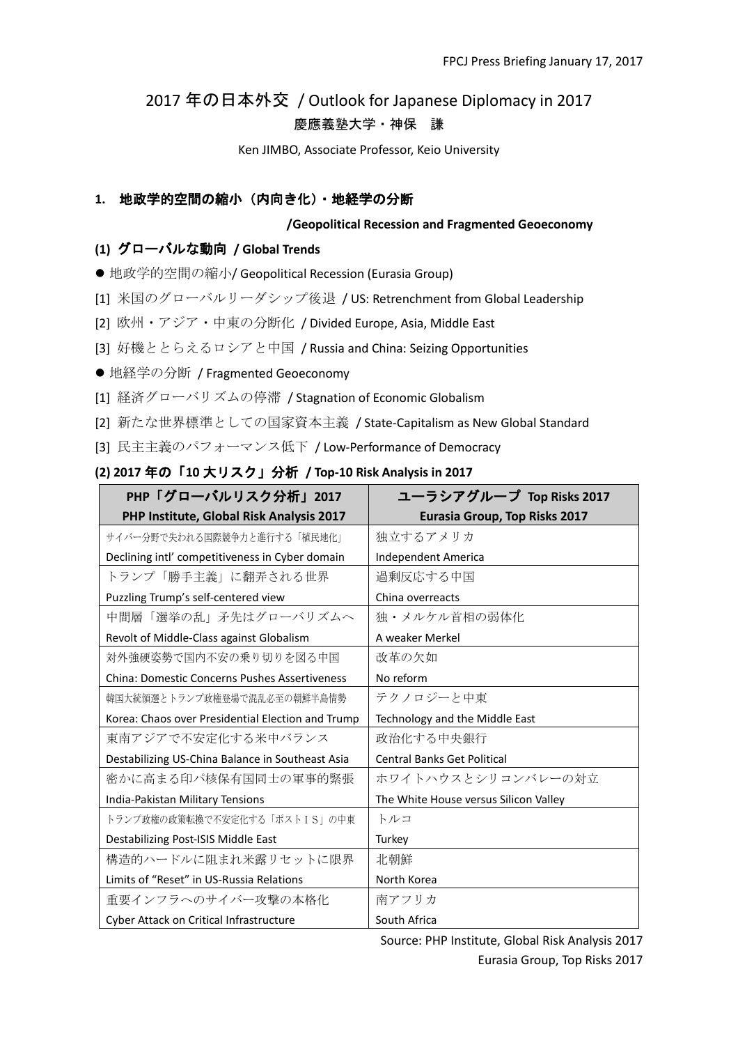FPCJ Press Briefing January 17, 2017

# 2017 年の日本外交 / Outlook for Japanese Diplomacy in 2017

**慶應義塾大学・神保　謙**

Ken JIMBO, Associate Professor, Keio University

## 1. 地政学的空間の縮小（内向き化）・地経学の分断

**/Geopolitical Recession and Fragmented Geoeconomy**

### (1) グローバルな動向 / Global Trends

- 地政学的空間の縮小/ Geopolitical Recession (Eurasia Group)

[1] 米国のグローバルリーダシップ後退 / US: Retrenchment from Global Leadership

[2] 欧州・アジア・中東の分断化 / Divided Europe, Asia, Middle East

[3] 好機ととらえるロシアと中国 / Russia and China: Seizing Opportunities

- 地経学の分断 / Fragmented Geoeconomy

[1] 経済グローバリズムの停滞 / Stagnation of Economic Globalism

[2] 新たな世界標準としての国家資本主義 / State-Capitalism as New Global Standard

[3] 民主主義のパフォーマンス低下 / Low-Performance of Democracy

### (2) 2017 年の「10 大リスク」分析 / Top-10 Risk Analysis in 2017

| PHP「グローバルリスク分析」2017 PHP Institute, Global Risk Analysis 2017 | ユーラシアグループ Top Risks 2017 Eurasia Group, Top Risks 2017 |
|---|---|
| サイバー分野で失われる国際競争力と進行する「植民地化」 Declining intl' competitiveness in Cyber domain | 独立するアメリカ Independent America |
| トランプ「勝手主義」に翻弄される世界 Puzzling Trump's self-centered view | 過剰反応する中国 China overreacts |
| 中間層「選挙の乱」矛先はグローバリズムへ Revolt of Middle-Class against Globalism | 独・メルケル首相の弱体化 A weaker Merkel |
| 対外強硬姿勢で国内不安の乗り切りを図る中国 China: Domestic Concerns Pushes Assertiveness | 改革の欠如 No reform |
| 韓国大統領選とトランプ政権登場で混乱必至の朝鮮半島情勢 Korea: Chaos over Presidential Election and Trump | テクノロジーと中東 Technology and the Middle East |
| 東南アジアで不安定化する米中バランス Destabilizing US-China Balance in Southeast Asia | 政治化する中央銀行 Central Banks Get Political |
| 密かに高まる印パ核保有国同士の軍事的緊張 India-Pakistan Military Tensions | ホワイトハウスとシリコンバレーの対立 The White House versus Silicon Valley |
| トランプ政権の政策転換で不安定化する「ポストＩＳ」の中東 Destabilizing Post-ISIS Middle East | トルコ Turkey |
| 構造的ハードルに阻まれ米露リセットに限界 Limits of "Reset" in US-Russia Relations | 北朝鮮 North Korea |
| 重要インフラへのサイバー攻撃の本格化 Cyber Attack on Critical Infrastructure | 南アフリカ South Africa |

Source: PHP Institute, Global Risk Analysis 2017
Eurasia Group, Top Risks 2017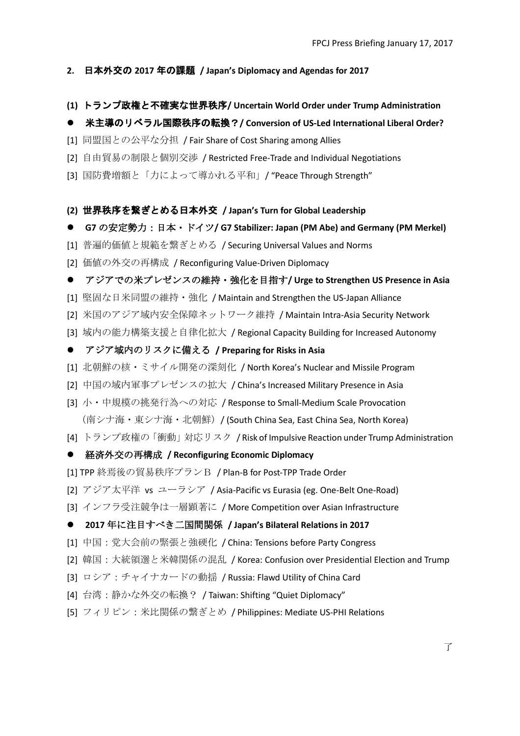## 2. 日本外交の 2017 年の課題 / Japan's Diplomacy and Agendas for 2017

### (1) トランプ政権と不確実な世界秩序/ Uncertain World Order under Trump Administration

- **米主導のリベラル国際秩序の転換？/ Conversion of US-Led International Liberal Order?**

[1] 同盟国との公平な分担 / Fair Share of Cost Sharing among Allies

[2] 自由貿易の制限と個別交渉 / Restricted Free-Trade and Individual Negotiations

[3] 国防費増額と「力によって導かれる平和」/ "Peace Through Strength"

### (2) 世界秩序を繋ぎとめる日本外交 / Japan's Turn for Global Leadership

- **G7 の安定勢力：日本・ドイツ/ G7 Stabilizer: Japan (PM Abe) and Germany (PM Merkel)**

[1] 普遍的価値と規範を繋ぎとめる / Securing Universal Values and Norms

[2] 価値の外交の再構成 / Reconfiguring Value-Driven Diplomacy

- **アジアでの米プレゼンスの維持・強化を目指す/ Urge to Strengthen US Presence in Asia**

[1] 堅固な日米同盟の維持・強化 / Maintain and Strengthen the US-Japan Alliance

[2] 米国のアジア域内安全保障ネットワーク維持 / Maintain Intra-Asia Security Network

[3] 域内の能力構築支援と自律化拡大 / Regional Capacity Building for Increased Autonomy

- **アジア域内のリスクに備える / Preparing for Risks in Asia**

[1] 北朝鮮の核・ミサイル開発の深刻化 / North Korea's Nuclear and Missile Program

[2] 中国の域内軍事プレゼンスの拡大 / China's Increased Military Presence in Asia

[3] 小・中規模の挑発行為への対応 / Response to Small-Medium Scale Provocation
（南シナ海・東シナ海・北朝鮮）/ (South China Sea, East China Sea, North Korea)

[4] トランプ政権の「衝動」対応リスク / Risk of Impulsive Reaction under Trump Administration

- **経済外交の再構成 / Reconfiguring Economic Diplomacy**

[1] TPP 終焉後の貿易秩序プランＢ / Plan-B for Post-TPP Trade Order

[2] アジア太平洋 vs ユーラシア / Asia-Pacific vs Eurasia (eg. One-Belt One-Road)

[3] インフラ受注競争は一層顕著に / More Competition over Asian Infrastructure

- **2017 年に注目すべき二国間関係 / Japan's Bilateral Relations in 2017**

[1] 中国：党大会前の緊張と強硬化 / China: Tensions before Party Congress

[2] 韓国：大統領選と米韓関係の混乱 / Korea: Confusion over Presidential Election and Trump

[3] ロシア：チャイナカードの動揺 / Russia: Flawd Utility of China Card

[4] 台湾：静かな外交の転換？ / Taiwan: Shifting "Quiet Diplomacy"

[5] フィリピン：米比関係の繋ぎとめ / Philippines: Mediate US-PHI Relations

了